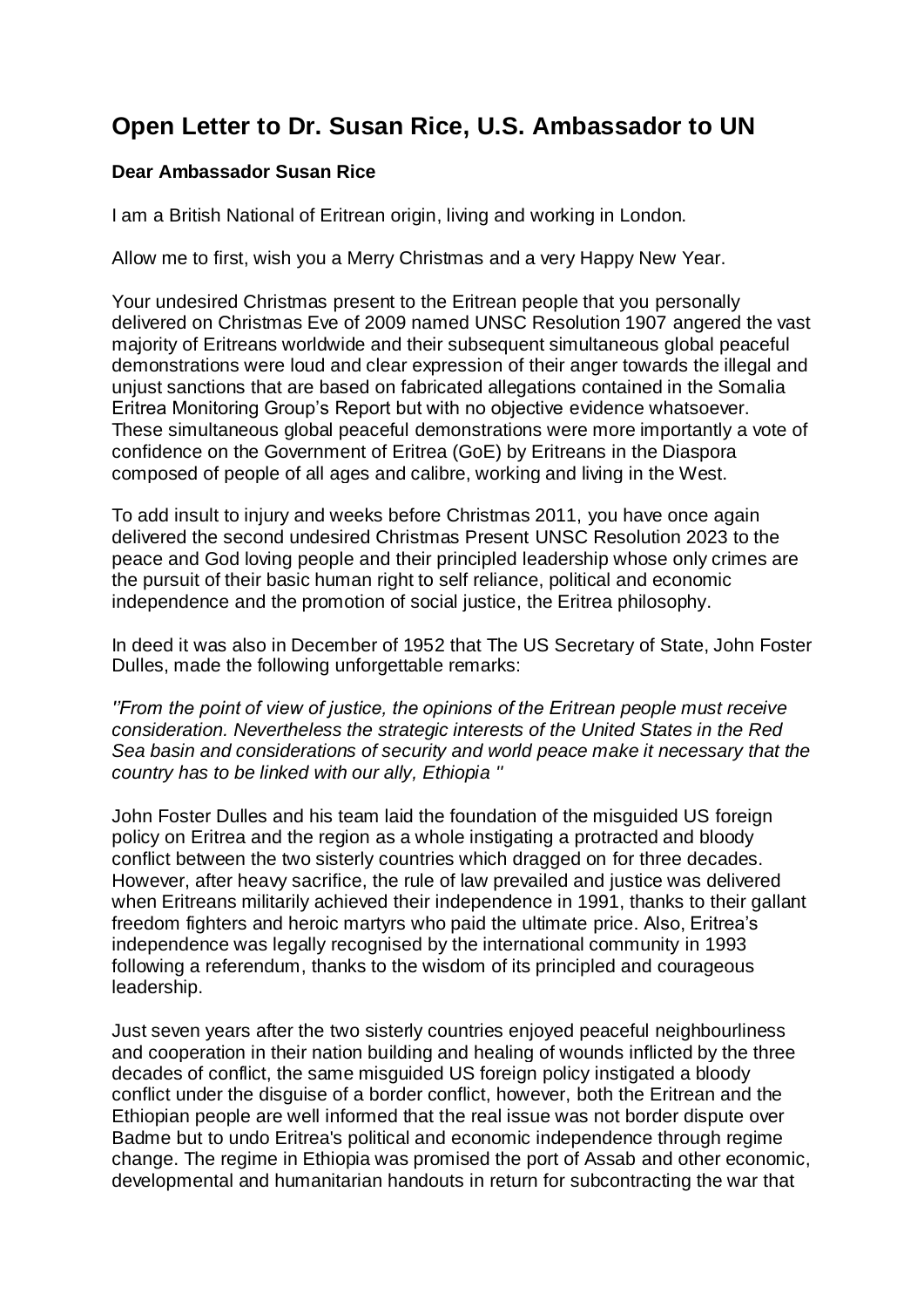# Open Letter to Dr. Susan Rice, U.S. Ambassador to UN

**Dear Ambassador Susan Rice**

I am a British National of Eritrean origin, living and working in London.

Allow me to first, wish you a Merry Christmas and a very Happy New Year.

Your undesired Christmas present to the Eritrean people that you personally delivered on Christmas Eve of 2009 named UNSC Resolution 1907 angered the vast majority of Eritreans worldwide and their subsequent simultaneous global peaceful demonstrations were loud and clear expression of their anger towards the illegal and unjust sanctions that are based on fabricated allegations contained in the Somalia Eritrea Monitoring Group's Report but with no objective evidence whatsoever. These simultaneous global peaceful demonstrations were more importantly a vote of confidence on the Government of Eritrea (GoE) by Eritreans in the Diaspora composed of people of all ages and calibre, working and living in the West.

To add insult to injury and weeks before Christmas 2011, you have once again delivered the second undesired Christmas Present UNSC Resolution 2023 to the peace and God loving people and their principled leadership whose only crimes are the pursuit of their basic human right to self reliance, political and economic independence and the promotion of social justice, the Eritrea philosophy.

In deed it was also in December of 1952 that The US Secretary of State, John Foster Dulles, made the following unforgettable remarks:

*''From the point of view of justice, the opinions of the Eritrean people must receive consideration. Nevertheless the strategic interests of the United States in the Red Sea basin and considerations of security and world peace make it necessary that the country has to be linked with our ally, Ethiopia ''*

John Foster Dulles and his team laid the foundation of the misguided US foreign policy on Eritrea and the region as a whole instigating a protracted and bloody conflict between the two sisterly countries which dragged on for three decades. However, after heavy sacrifice, the rule of law prevailed and justice was delivered when Eritreans militarily achieved their independence in 1991, thanks to their gallant freedom fighters and heroic martyrs who paid the ultimate price. Also, Eritrea's independence was legally recognised by the international community in 1993 following a referendum, thanks to the wisdom of its principled and courageous leadership.

Just seven years after the two sisterly countries enjoyed peaceful neighbourliness and cooperation in their nation building and healing of wounds inflicted by the three decades of conflict, the same misguided US foreign policy instigated a bloody conflict under the disguise of a border conflict, however, both the Eritrean and the Ethiopian people are well informed that the real issue was not border dispute over Badme but to undo Eritrea's political and economic independence through regime change. The regime in Ethiopia was promised the port of Assab and other economic, developmental and humanitarian handouts in return for subcontracting the war that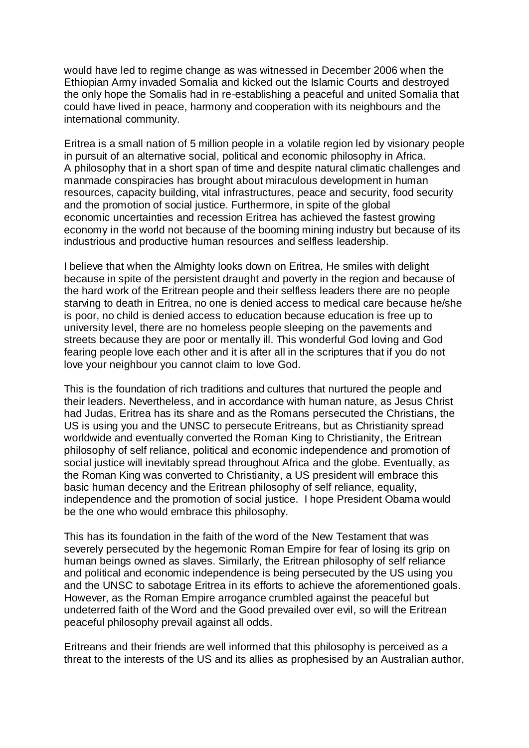would have led to regime change as was witnessed in December 2006 when the Ethiopian Army invaded Somalia and kicked out the Islamic Courts and destroyed the only hope the Somalis had in re-establishing a peaceful and united Somalia that could have lived in peace, harmony and cooperation with its neighbours and the international community.

Eritrea is a small nation of 5 million people in a volatile region led by visionary people in pursuit of an alternative social, political and economic philosophy in Africa. A philosophy that in a short span of time and despite natural climatic challenges and manmade conspiracies has brought about miraculous development in human resources, capacity building, vital infrastructures, peace and security, food security and the promotion of social justice. Furthermore, in spite of the global economic uncertainties and recession Eritrea has achieved the fastest growing economy in the world not because of the booming mining industry but because of its industrious and productive human resources and selfless leadership.

I believe that when the Almighty looks down on Eritrea, He smiles with delight because in spite of the persistent draught and poverty in the region and because of the hard work of the Eritrean people and their selfless leaders there are no people starving to death in Eritrea, no one is denied access to medical care because he/she is poor, no child is denied access to education because education is free up to university level, there are no homeless people sleeping on the pavements and streets because they are poor or mentally ill. This wonderful God loving and God fearing people love each other and it is after all in the scriptures that if you do not love your neighbour you cannot claim to love God.

This is the foundation of rich traditions and cultures that nurtured the people and their leaders. Nevertheless, and in accordance with human nature, as Jesus Christ had Judas, Eritrea has its share and as the Romans persecuted the Christians, the US is using you and the UNSC to persecute Eritreans, but as Christianity spread worldwide and eventually converted the Roman King to Christianity, the Eritrean philosophy of self reliance, political and economic independence and promotion of social justice will inevitably spread throughout Africa and the globe. Eventually, as the Roman King was converted to Christianity, a US president will embrace this basic human decency and the Eritrean philosophy of self reliance, equality, independence and the promotion of social justice. I hope President Obama would be the one who would embrace this philosophy.

This has its foundation in the faith of the word of the New Testament that was severely persecuted by the hegemonic Roman Empire for fear of losing its grip on human beings owned as slaves. Similarly, the Eritrean philosophy of self reliance and political and economic independence is being persecuted by the US using you and the UNSC to sabotage Eritrea in its efforts to achieve the aforementioned goals. However, as the Roman Empire arrogance crumbled against the peaceful but undeterred faith of the Word and the Good prevailed over evil, so will the Eritrean peaceful philosophy prevail against all odds.

Eritreans and their friends are well informed that this philosophy is perceived as a threat to the interests of the US and its allies as prophesised by an Australian author,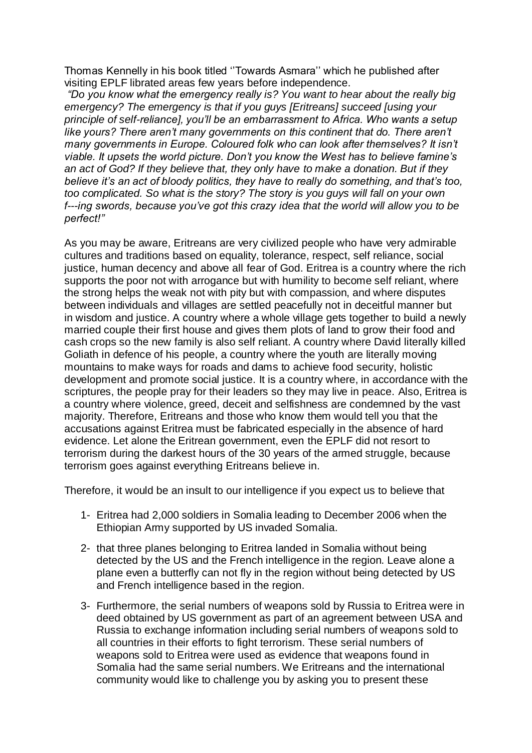Thomas Kennelly in his book titled ''Towards Asmara'' which he published after visiting EPLF librated areas few years before independence.

*"Do you know what the emergency really is? You want to hear about the really big emergency? The emergency is that if you guys [Eritreans] succeed [using your principle of self-reliance], you'll be an embarrassment to Africa. Who wants a setup like yours? There aren't many governments on this continent that do. There aren't many governments in Europe. Coloured folk who can look after themselves? It isn't viable. It upsets the world picture. Don't you know the West has to believe famine's an act of God? If they believe that, they only have to make a donation. But if they believe it's an act of bloody politics, they have to really do something, and that's too, too complicated. So what is the story? The story is you guys will fall on your own f---ing swords, because you've got this crazy idea that the world will allow you to be perfect!"*

As you may be aware, Eritreans are very civilized people who have very admirable cultures and traditions based on equality, tolerance, respect, self reliance, social justice, human decency and above all fear of God. Eritrea is a country where the rich supports the poor not with arrogance but with humility to become self reliant, where the strong helps the weak not with pity but with compassion, and where disputes between individuals and villages are settled peacefully not in deceitful manner but in wisdom and justice. A country where a whole village gets together to build a newly married couple their first house and gives them plots of land to grow their food and cash crops so the new family is also self reliant. A country where David literally killed Goliath in defence of his people, a country where the youth are literally moving mountains to make ways for roads and dams to achieve food security, holistic development and promote social justice. It is a country where, in accordance with the scriptures, the people pray for their leaders so they may live in peace. Also, Eritrea is a country where violence, greed, deceit and selfishness are condemned by the vast majority. Therefore, Eritreans and those who know them would tell you that the accusations against Eritrea must be fabricated especially in the absence of hard evidence. Let alone the Eritrean government, even the EPLF did not resort to terrorism during the darkest hours of the 30 years of the armed struggle, because terrorism goes against everything Eritreans believe in.

Therefore, it would be an insult to our intelligence if you expect us to believe that

1- Eritrea had 2,000 soldiers in Somalia leading to December 2006 when the Ethiopian Army supported by US invaded Somalia.

2- that three planes belonging to Eritrea landed in Somalia without being detected by the US and the French intelligence in the region. Leave alone a plane even a butterfly can not fly in the region without being detected by US and French intelligence based in the region.

3- Furthermore, the serial numbers of weapons sold by Russia to Eritrea were in deed obtained by US government as part of an agreement between USA and Russia to exchange information including serial numbers of weapons sold to all countries in their efforts to fight terrorism. These serial numbers of weapons sold to Eritrea were used as evidence that weapons found in Somalia had the same serial numbers. We Eritreans and the international community would like to challenge you by asking you to present these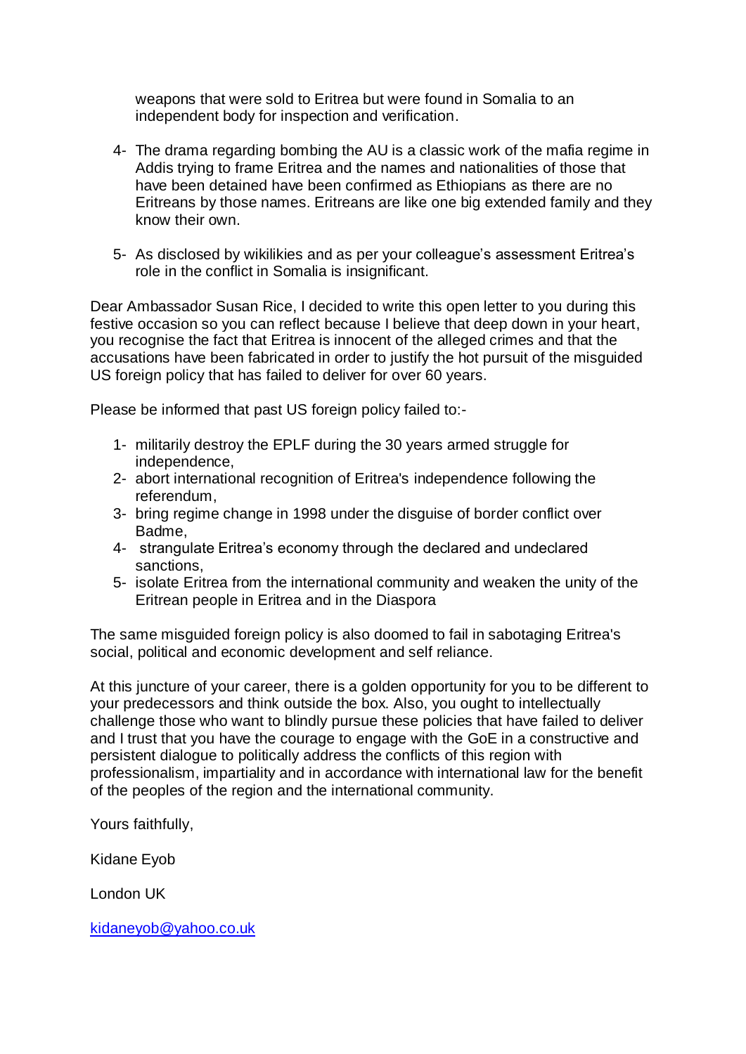weapons that were sold to Eritrea but were found in Somalia to an independent body for inspection and verification.

4- The drama regarding bombing the AU is a classic work of the mafia regime in Addis trying to frame Eritrea and the names and nationalities of those that have been detained have been confirmed as Ethiopians as there are no Eritreans by those names. Eritreans are like one big extended family and they know their own.

5- As disclosed by wikilikies and as per your colleague's assessment Eritrea's role in the conflict in Somalia is insignificant.

Dear Ambassador Susan Rice, I decided to write this open letter to you during this festive occasion so you can reflect because I believe that deep down in your heart, you recognise the fact that Eritrea is innocent of the alleged crimes and that the accusations have been fabricated in order to justify the hot pursuit of the misguided US foreign policy that has failed to deliver for over 60 years.

Please be informed that past US foreign policy failed to:-

1- militarily destroy the EPLF during the 30 years armed struggle for independence,
2- abort international recognition of Eritrea's independence following the referendum,
3- bring regime change in 1998 under the disguise of border conflict over Badme,
4- strangulate Eritrea's economy through the declared and undeclared sanctions,
5- isolate Eritrea from the international community and weaken the unity of the Eritrean people in Eritrea and in the Diaspora

The same misguided foreign policy is also doomed to fail in sabotaging Eritrea's social, political and economic development and self reliance.

At this juncture of your career, there is a golden opportunity for you to be different to your predecessors and think outside the box. Also, you ought to intellectually challenge those who want to blindly pursue these policies that have failed to deliver and I trust that you have the courage to engage with the GoE in a constructive and persistent dialogue to politically address the conflicts of this region with professionalism, impartiality and in accordance with international law for the benefit of the peoples of the region and the international community.

Yours faithfully,

Kidane Eyob

London UK

kidaneyob@yahoo.co.uk